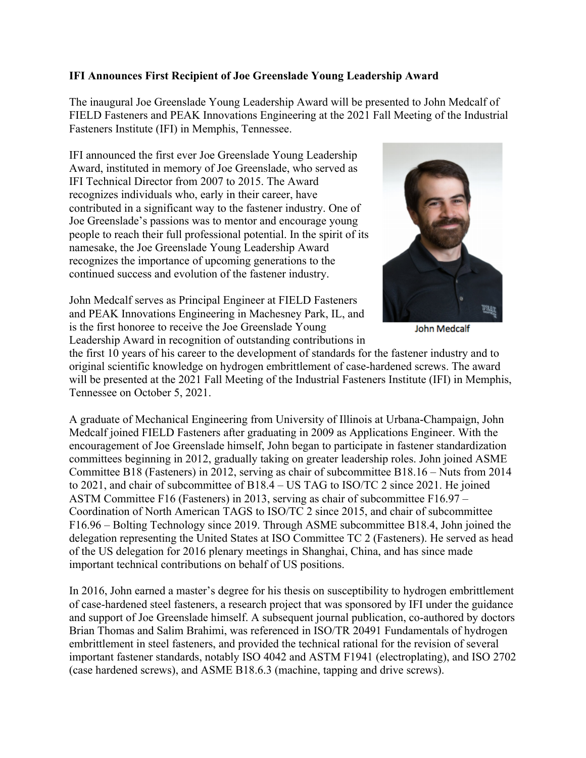**IFI Announces First Recipient of Joe Greenslade Young Leadership Award**

The inaugural Joe Greenslade Young Leadership Award will be presented to John Medcalf of FIELD Fasteners and PEAK Innovations Engineering at the 2021 Fall Meeting of the Industrial Fasteners Institute (IFI) in Memphis, Tennessee.

IFI announced the first ever Joe Greenslade Young Leadership Award, instituted in memory of Joe Greenslade, who served as IFI Technical Director from 2007 to 2015. The Award recognizes individuals who, early in their career, have contributed in a significant way to the fastener industry. One of Joe Greenslade's passions was to mentor and encourage young people to reach their full professional potential. In the spirit of its namesake, the Joe Greenslade Young Leadership Award recognizes the importance of upcoming generations to the continued success and evolution of the fastener industry.

John Medcalf

John Medcalf serves as Principal Engineer at FIELD Fasteners and PEAK Innovations Engineering in Machesney Park, IL, and is the first honoree to receive the Joe Greenslade Young Leadership Award in recognition of outstanding contributions in the first 10 years of his career to the development of standards for the fastener industry and to original scientific knowledge on hydrogen embrittlement of case-hardened screws. The award will be presented at the 2021 Fall Meeting of the Industrial Fasteners Institute (IFI) in Memphis, Tennessee on October 5, 2021.

A graduate of Mechanical Engineering from University of Illinois at Urbana-Champaign, John Medcalf joined FIELD Fasteners after graduating in 2009 as Applications Engineer. With the encouragement of Joe Greenslade himself, John began to participate in fastener standardization committees beginning in 2012, gradually taking on greater leadership roles. John joined ASME Committee B18 (Fasteners) in 2012, serving as chair of subcommittee B18.16 – Nuts from 2014 to 2021, and chair of subcommittee of B18.4 – US TAG to ISO/TC 2 since 2021. He joined ASTM Committee F16 (Fasteners) in 2013, serving as chair of subcommittee F16.97 – Coordination of North American TAGS to ISO/TC 2 since 2015, and chair of subcommittee F16.96 – Bolting Technology since 2019. Through ASME subcommittee B18.4, John joined the delegation representing the United States at ISO Committee TC 2 (Fasteners). He served as head of the US delegation for 2016 plenary meetings in Shanghai, China, and has since made important technical contributions on behalf of US positions.

In 2016, John earned a master's degree for his thesis on susceptibility to hydrogen embrittlement of case-hardened steel fasteners, a research project that was sponsored by IFI under the guidance and support of Joe Greenslade himself. A subsequent journal publication, co-authored by doctors Brian Thomas and Salim Brahimi, was referenced in ISO/TR 20491 Fundamentals of hydrogen embrittlement in steel fasteners, and provided the technical rational for the revision of several important fastener standards, notably ISO 4042 and ASTM F1941 (electroplating), and ISO 2702 (case hardened screws), and ASME B18.6.3 (machine, tapping and drive screws).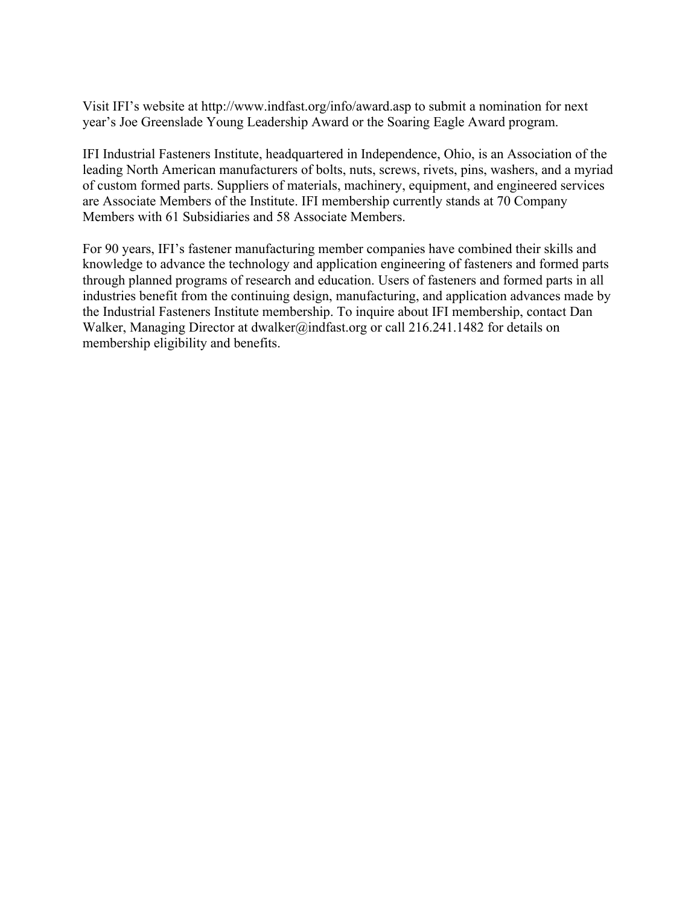Visit IFI's website at http://www.indfast.org/info/award.asp to submit a nomination for next year's Joe Greenslade Young Leadership Award or the Soaring Eagle Award program.

IFI Industrial Fasteners Institute, headquartered in Independence, Ohio, is an Association of the leading North American manufacturers of bolts, nuts, screws, rivets, pins, washers, and a myriad of custom formed parts. Suppliers of materials, machinery, equipment, and engineered services are Associate Members of the Institute. IFI membership currently stands at 70 Company Members with 61 Subsidiaries and 58 Associate Members.

For 90 years, IFI's fastener manufacturing member companies have combined their skills and knowledge to advance the technology and application engineering of fasteners and formed parts through planned programs of research and education. Users of fasteners and formed parts in all industries benefit from the continuing design, manufacturing, and application advances made by the Industrial Fasteners Institute membership. To inquire about IFI membership, contact Dan Walker, Managing Director at dwalker@indfast.org or call 216.241.1482 for details on membership eligibility and benefits.